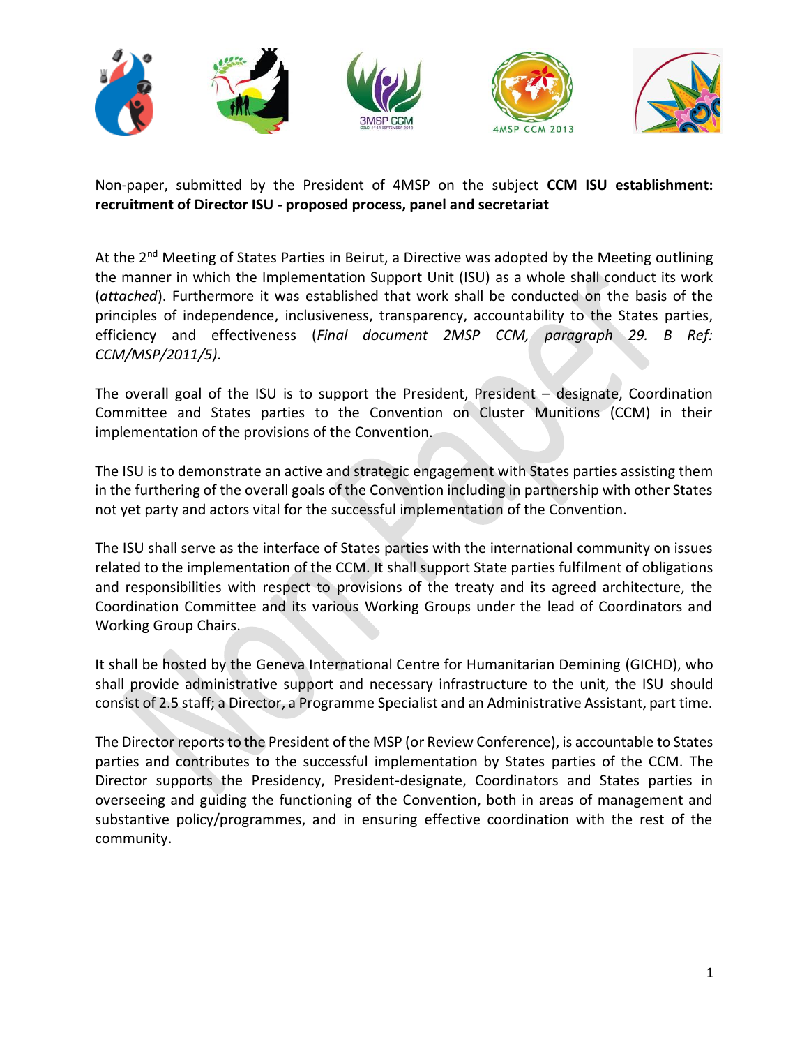Non-paper, submitted by the President of 4MSP on the subject **CCM ISU establishment: recruitment of Director ISU - proposed process, panel and secretariat**

At the 2nd Meeting of States Parties in Beirut, a Directive was adopted by the Meeting outlining the manner in which the Implementation Support Unit (ISU) as a whole shall conduct its work (*attached*). Furthermore it was established that work shall be conducted on the basis of the principles of independence, inclusiveness, transparency, accountability to the States parties, efficiency and effectiveness (*Final document 2MSP CCM, paragraph 29. B Ref: CCM/MSP/2011/5)*.

The overall goal of the ISU is to support the President, President – designate, Coordination Committee and States parties to the Convention on Cluster Munitions (CCM) in their implementation of the provisions of the Convention.

The ISU is to demonstrate an active and strategic engagement with States parties assisting them in the furthering of the overall goals of the Convention including in partnership with other States not yet party and actors vital for the successful implementation of the Convention.

The ISU shall serve as the interface of States parties with the international community on issues related to the implementation of the CCM. It shall support State parties fulfilment of obligations and responsibilities with respect to provisions of the treaty and its agreed architecture, the Coordination Committee and its various Working Groups under the lead of Coordinators and Working Group Chairs.

It shall be hosted by the Geneva International Centre for Humanitarian Demining (GICHD), who shall provide administrative support and necessary infrastructure to the unit, the ISU should consist of 2.5 staff; a Director, a Programme Specialist and an Administrative Assistant, part time.

The Director reports to the President of the MSP (or Review Conference), is accountable to States parties and contributes to the successful implementation by States parties of the CCM. The Director supports the Presidency, President-designate, Coordinators and States parties in overseeing and guiding the functioning of the Convention, both in areas of management and substantive policy/programmes, and in ensuring effective coordination with the rest of the community.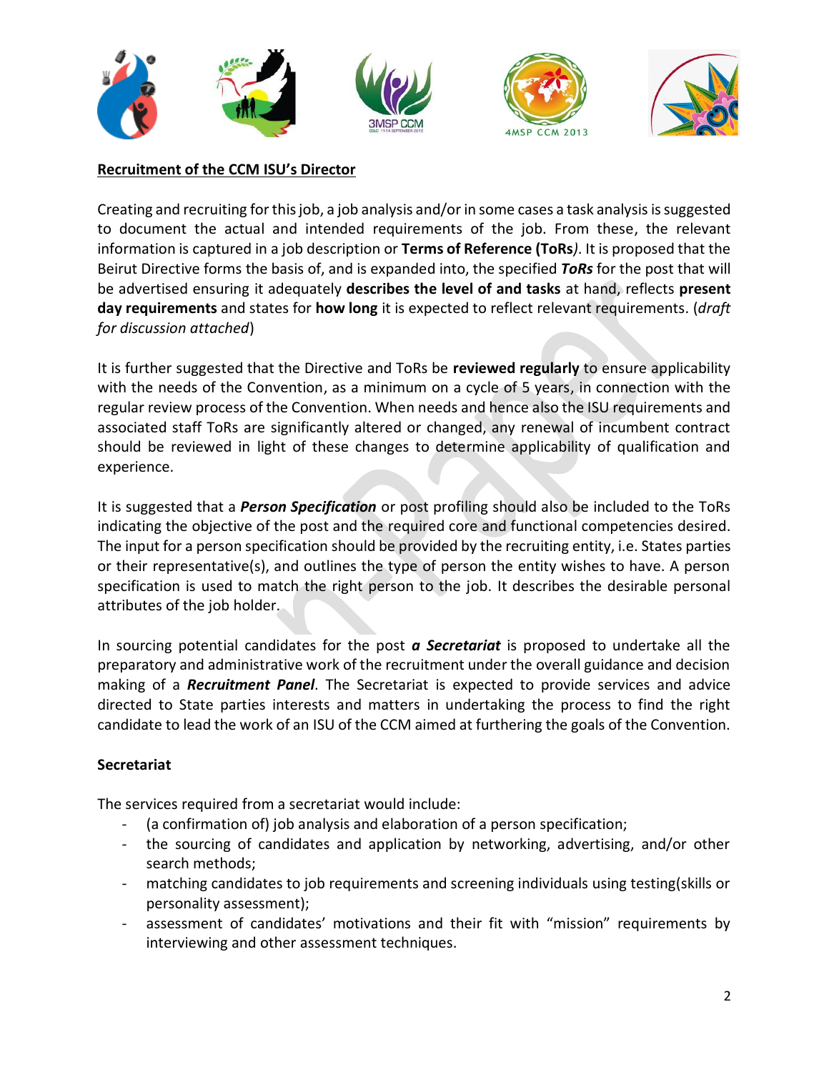**Recruitment of the CCM ISU's Director**

Creating and recruiting for this job, a job analysis and/or in some cases a task analysis is suggested to document the actual and intended requirements of the job. From these, the relevant information is captured in a job description or **Terms of Reference (ToRs***)*. It is proposed that the Beirut Directive forms the basis of, and is expanded into, the specified ***ToRs*** for the post that will be advertised ensuring it adequately **describes the level of and tasks** at hand, reflects **present day requirements** and states for **how long** it is expected to reflect relevant requirements. (*draft for discussion attached*)

It is further suggested that the Directive and ToRs be **reviewed regularly** to ensure applicability with the needs of the Convention, as a minimum on a cycle of 5 years, in connection with the regular review process of the Convention. When needs and hence also the ISU requirements and associated staff ToRs are significantly altered or changed, any renewal of incumbent contract should be reviewed in light of these changes to determine applicability of qualification and experience.

It is suggested that a ***Person Specification*** or post profiling should also be included to the ToRs indicating the objective of the post and the required core and functional competencies desired. The input for a person specification should be provided by the recruiting entity, i.e. States parties or their representative(s), and outlines the type of person the entity wishes to have. A person specification is used to match the right person to the job. It describes the desirable personal attributes of the job holder.

In sourcing potential candidates for the post ***a Secretariat*** is proposed to undertake all the preparatory and administrative work of the recruitment under the overall guidance and decision making of a ***Recruitment Panel***. The Secretariat is expected to provide services and advice directed to State parties interests and matters in undertaking the process to find the right candidate to lead the work of an ISU of the CCM aimed at furthering the goals of the Convention.

**Secretariat**

The services required from a secretariat would include:

- (a confirmation of) job analysis and elaboration of a person specification;
- the sourcing of candidates and application by networking, advertising, and/or other search methods;
- matching candidates to job requirements and screening individuals using testing(skills or personality assessment);
- assessment of candidates' motivations and their fit with "mission" requirements by interviewing and other assessment techniques.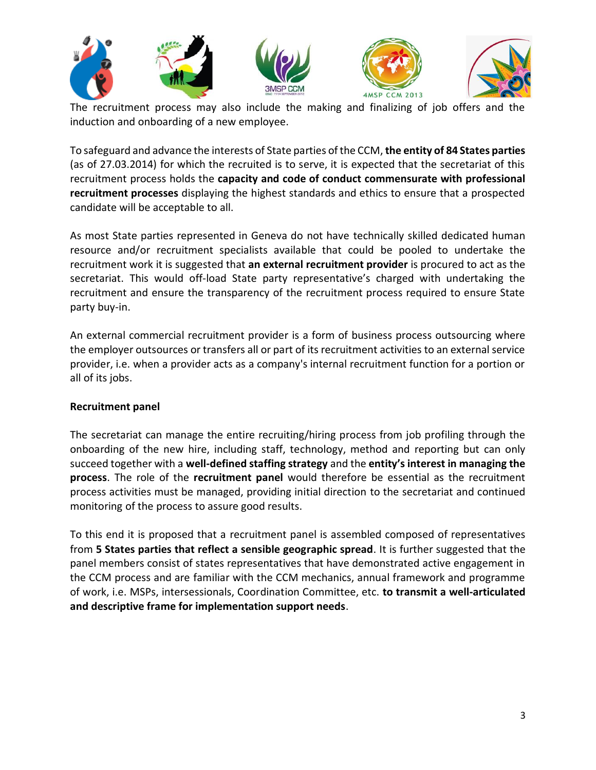The recruitment process may also include the making and finalizing of job offers and the induction and onboarding of a new employee.

To safeguard and advance the interests of State parties of the CCM, **the entity of 84 States parties** (as of 27.03.2014) for which the recruited is to serve, it is expected that the secretariat of this recruitment process holds the **capacity and code of conduct commensurate with professional recruitment processes** displaying the highest standards and ethics to ensure that a prospected candidate will be acceptable to all.

As most State parties represented in Geneva do not have technically skilled dedicated human resource and/or recruitment specialists available that could be pooled to undertake the recruitment work it is suggested that **an external recruitment provider** is procured to act as the secretariat. This would off-load State party representative's charged with undertaking the recruitment and ensure the transparency of the recruitment process required to ensure State party buy-in.

An external commercial recruitment provider is a form of business process outsourcing where the employer outsources or transfers all or part of its recruitment activities to an external service provider, i.e. when a provider acts as a company's internal recruitment function for a portion or all of its jobs.

**Recruitment panel**

The secretariat can manage the entire recruiting/hiring process from job profiling through the onboarding of the new hire, including staff, technology, method and reporting but can only succeed together with a **well-defined staffing strategy** and the **entity's interest in managing the process**. The role of the **recruitment panel** would therefore be essential as the recruitment process activities must be managed, providing initial direction to the secretariat and continued monitoring of the process to assure good results.

To this end it is proposed that a recruitment panel is assembled composed of representatives from **5 States parties that reflect a sensible geographic spread**. It is further suggested that the panel members consist of states representatives that have demonstrated active engagement in the CCM process and are familiar with the CCM mechanics, annual framework and programme of work, i.e. MSPs, intersessionals, Coordination Committee, etc. **to transmit a well-articulated and descriptive frame for implementation support needs**.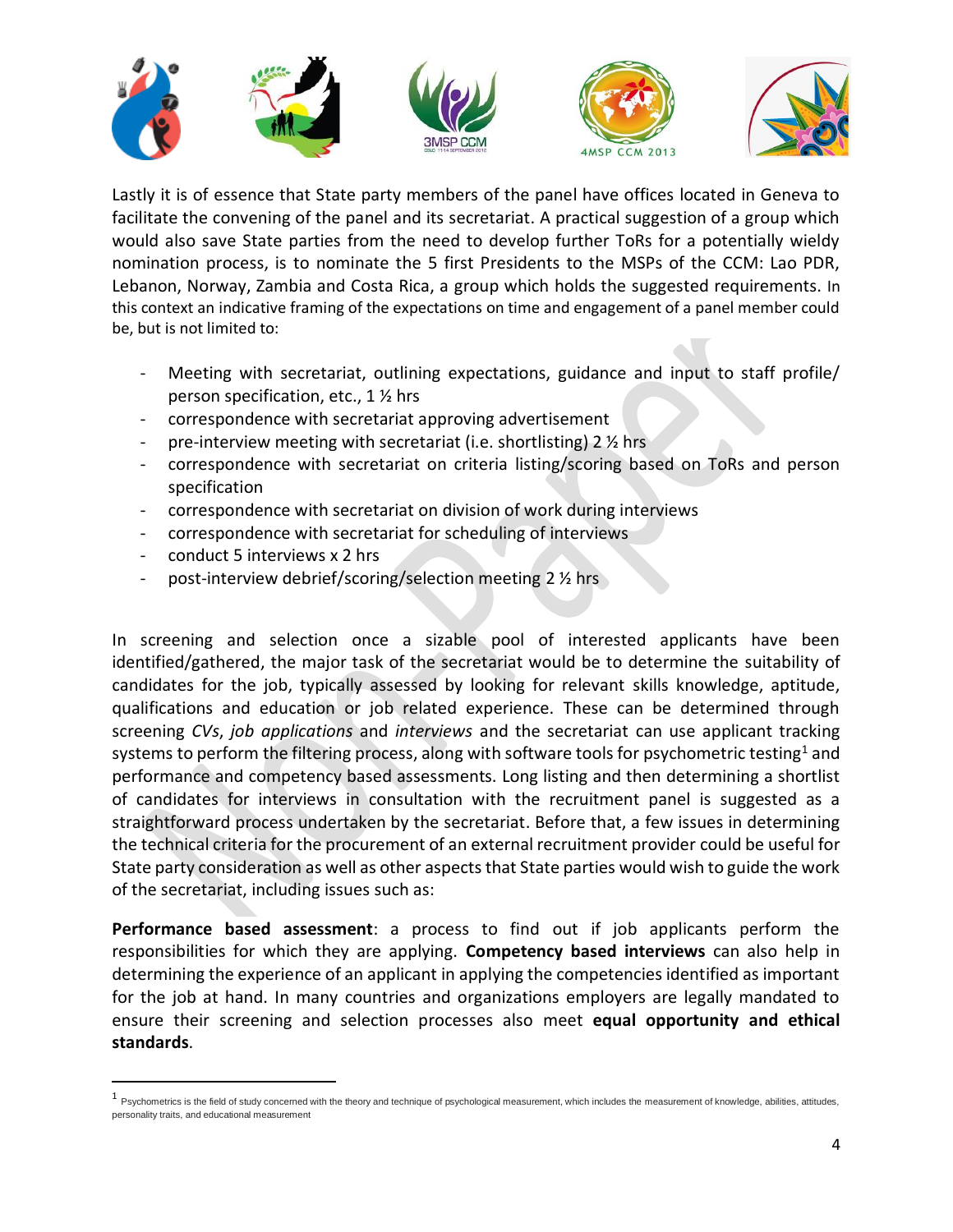Lastly it is of essence that State party members of the panel have offices located in Geneva to facilitate the convening of the panel and its secretariat. A practical suggestion of a group which would also save State parties from the need to develop further ToRs for a potentially wieldy nomination process, is to nominate the 5 first Presidents to the MSPs of the CCM: Lao PDR, Lebanon, Norway, Zambia and Costa Rica, a group which holds the suggested requirements. In this context an indicative framing of the expectations on time and engagement of a panel member could be, but is not limited to:

- Meeting with secretariat, outlining expectations, guidance and input to staff profile/ person specification, etc., 1 ½ hrs
- correspondence with secretariat approving advertisement
- pre-interview meeting with secretariat (i.e. shortlisting) 2 ½ hrs
- correspondence with secretariat on criteria listing/scoring based on ToRs and person specification
- correspondence with secretariat on division of work during interviews
- correspondence with secretariat for scheduling of interviews
- conduct 5 interviews x 2 hrs
- post-interview debrief/scoring/selection meeting 2 ½ hrs

In screening and selection once a sizable pool of interested applicants have been identified/gathered, the major task of the secretariat would be to determine the suitability of candidates for the job, typically assessed by looking for relevant skills knowledge, aptitude, qualifications and education or job related experience. These can be determined through screening *CVs*, *job applications* and *interviews* and the secretariat can use applicant tracking systems to perform the filtering process, along with software tools for psychometric testing[1] and performance and competency based assessments. Long listing and then determining a shortlist of candidates for interviews in consultation with the recruitment panel is suggested as a straightforward process undertaken by the secretariat. Before that, a few issues in determining the technical criteria for the procurement of an external recruitment provider could be useful for State party consideration as well as other aspects that State parties would wish to guide the work of the secretariat, including issues such as:

**Performance based assessment**: a process to find out if job applicants perform the responsibilities for which they are applying. **Competency based interviews** can also help in determining the experience of an applicant in applying the competencies identified as important for the job at hand. In many countries and organizations employers are legally mandated to ensure their screening and selection processes also meet **equal opportunity and ethical standards**.

[1] Psychometrics is the field of study concerned with the theory and technique of psychological measurement, which includes the measurement of knowledge, abilities, attitudes, personality traits, and educational measurement